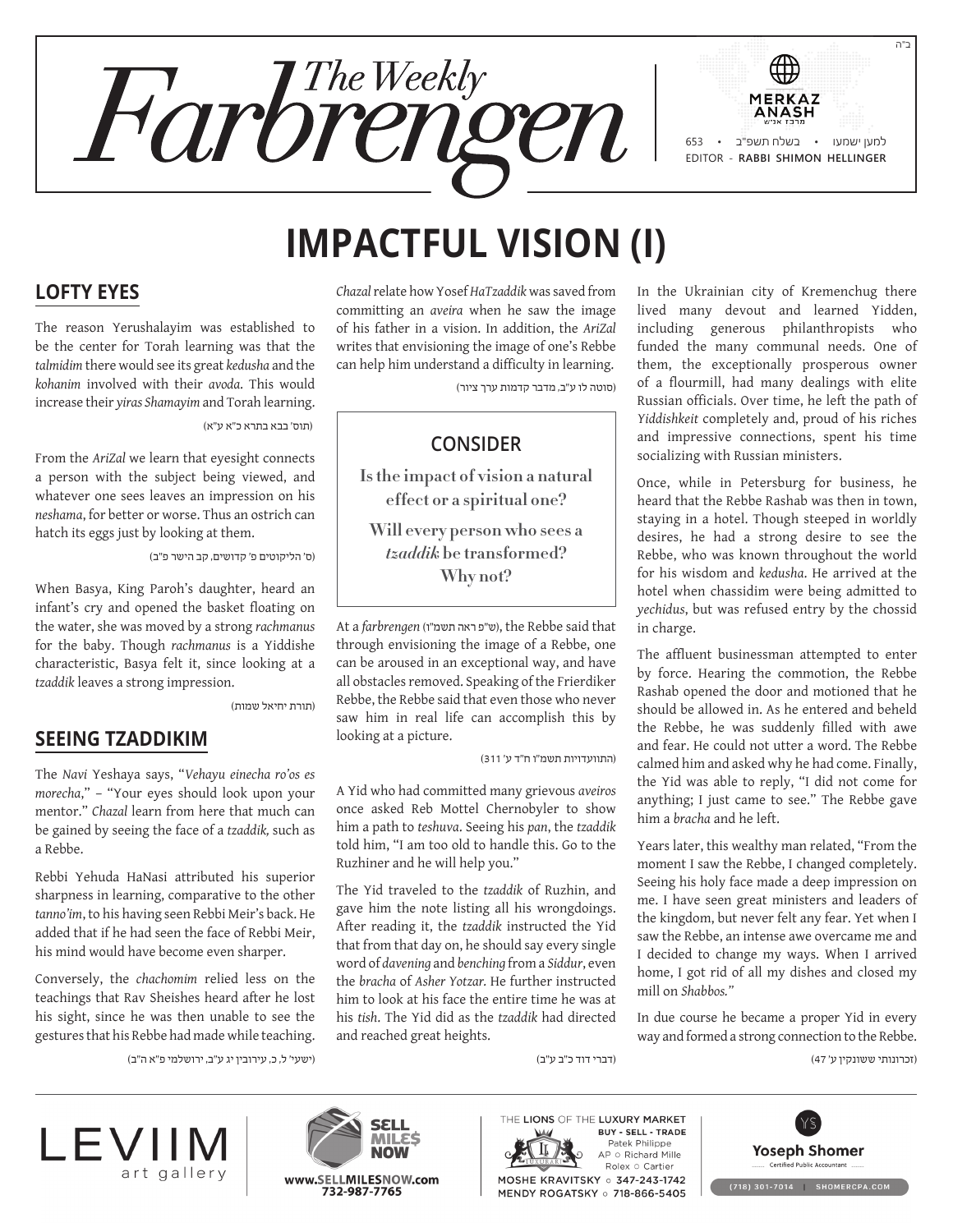ב"ה

# The Weekly Farbrengen

MERKAZ ANASH
מרכז אנ"ש

למען ישמעו • בשלח תשפ"ב • 653
EDITOR - **RABBI SHIMON HELLINGER**

# IMPACTFUL VISION (I)

## LOFTY EYES

The reason Yerushalayim was established to be the center for Torah learning was that the *talmidim* there would see its great *kedusha* and the *kohanim* involved with their *avoda*. This would increase their *yiras Shamayim* and Torah learning.

(תוס' בבא בתרא כ"א ע"א)

From the *AriZal* we learn that eyesight connects a person with the subject being viewed, and whatever one sees leaves an impression on his *neshama*, for better or worse. Thus an ostrich can hatch its eggs just by looking at them.

(ס' הליקוטים פ' קדושים, קב הישר פ"ב)

When Basya, King Paroh's daughter, heard an infant's cry and opened the basket floating on the water, she was moved by a strong *rachmanus* for the baby. Though *rachmanus* is a Yiddishe characteristic, Basya felt it, since looking at a *tzaddik* leaves a strong impression.

(תורת יחיאל שמות)

## SEEING TZADDIKIM

The *Navi* Yeshaya says, "*Vehayu einecha ro'os es morecha*," – "Your eyes should look upon your mentor." *Chazal* learn from here that much can be gained by seeing the face of a *tzaddik,* such as a Rebbe.

Rebbi Yehuda HaNasi attributed his superior sharpness in learning, comparative to the other *tanno'im*, to his having seen Rebbi Meir's back. He added that if he had seen the face of Rebbi Meir, his mind would have become even sharper.

Conversely, the *chachomim* relied less on the teachings that Rav Sheishes heard after he lost his sight, since he was then unable to see the gestures that his Rebbe had made while teaching.

(ישעי' ל, כ, עירובין יג ע"ב, ירושלמי פ"א ה"ב)

*Chazal* relate how Yosef *HaTzaddik* was saved from committing an *aveira* when he saw the image of his father in a vision. In addition, the *AriZal* writes that envisioning the image of one's Rebbe can help him understand a difficulty in learning.

(סוטה לו ע"ב, מדבר קדמות ערך ציור)

> **CONSIDER**
>
> **Is the impact of vision a natural effect or a spiritual one?**
>
> **Will every person who sees a *tzaddik* be transformed? Why not?**

At a *farbrengen* (ש"פ ראה תשמ"ו), the Rebbe said that through envisioning the image of a Rebbe, one can be aroused in an exceptional way, and have all obstacles removed. Speaking of the Frierdiker Rebbe, the Rebbe said that even those who never saw him in real life can accomplish this by looking at a picture.

(התוועדויות תשמ"ו ח"ד ע' 311)

A Yid who had committed many grievous *aveiros* once asked Reb Mottel Chernobyler to show him a path to *teshuva*. Seeing his *pan*, the *tzaddik* told him, "I am too old to handle this. Go to the Ruzhiner and he will help you."

The Yid traveled to the *tzaddik* of Ruzhin, and gave him the note listing all his wrongdoings. After reading it, the *tzaddik* instructed the Yid that from that day on, he should say every single word of *davening* and *benching* from a *Siddur*, even the *bracha* of *Asher Yotzar.* He further instructed him to look at his face the entire time he was at his *tish*. The Yid did as the *tzaddik* had directed and reached great heights.

(דברי דוד כ"ב ע"ב)

In the Ukrainian city of Kremenchug there lived many devout and learned Yidden, including generous philanthropists who funded the many communal needs. One of them, the exceptionally prosperous owner of a flourmill, had many dealings with elite Russian officials. Over time, he left the path of *Yiddishkeit* completely and, proud of his riches and impressive connections, spent his time socializing with Russian ministers.

Once, while in Petersburg for business, he heard that the Rebbe Rashab was then in town, staying in a hotel. Though steeped in worldly desires, he had a strong desire to see the Rebbe, who was known throughout the world for his wisdom and *kedusha*. He arrived at the hotel when chassidim were being admitted to *yechidus*, but was refused entry by the chossid in charge.

The affluent businessman attempted to enter by force. Hearing the commotion, the Rebbe Rashab opened the door and motioned that he should be allowed in. As he entered and beheld the Rebbe, he was suddenly filled with awe and fear. He could not utter a word. The Rebbe calmed him and asked why he had come. Finally, the Yid was able to reply, "I did not come for anything; I just came to see." The Rebbe gave him a *bracha* and he left.

Years later, this wealthy man related, "From the moment I saw the Rebbe, I changed completely. Seeing his holy face made a deep impression on me. I have seen great ministers and leaders of the kingdom, but never felt any fear. Yet when I saw the Rebbe, an intense awe overcame me and I decided to change my ways. When I arrived home, I got rid of all my dishes and closed my mill on *Shabbos.*"

In due course he became a proper Yid in every way and formed a strong connection to the Rebbe.

(זכרונותי ששונקין ע' 47)

LEVIIM art gallery

SELL MILES NOW — www.SELLMILESNOW.com 732-987-7765

THE LIONS OF THE LUXURY MARKET — BUY - SELL - TRADE — Patek Philippe, AP ○ Richard Mille, Rolex ○ Cartier — MOSHE KRAVITSKY ○ 347-243-1742 — MENDY ROGATSKY ○ 718-866-5405

Yoseph Shomer — Certified Public Accountant — (718) 301-7014 | SHOMERCPA.COM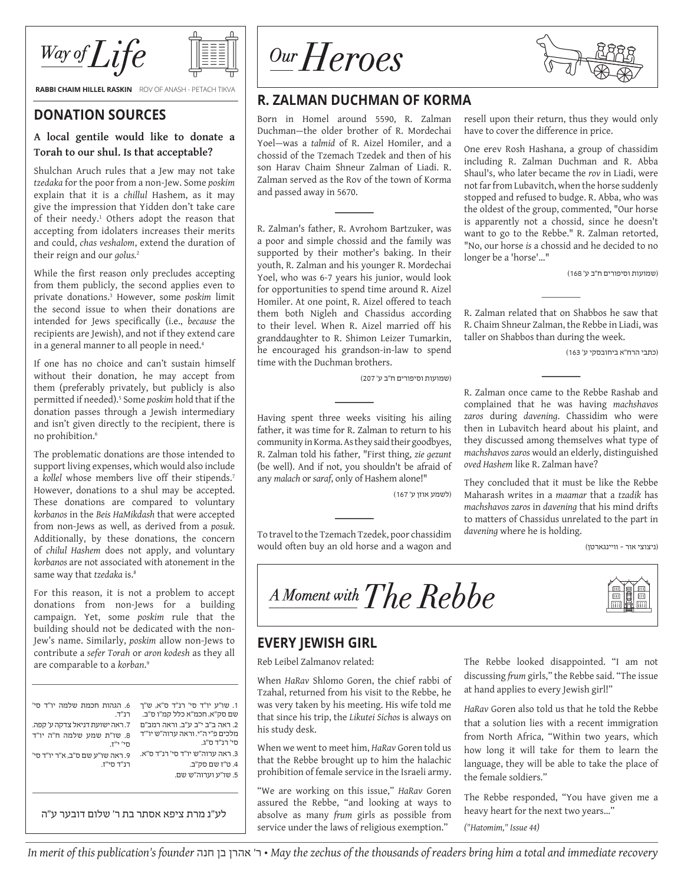# Way of Life

**RABBI CHAIM HILLEL RASKIN** ROV OF ANASH - PETACH TIKVA

## DONATION SOURCES

**A local gentile would like to donate a Torah to our shul. Is that acceptable?**

Shulchan Aruch rules that a Jew may not take *tzedaka* for the poor from a non-Jew. Some *poskim* explain that it is a *chillul* Hashem, as it may give the impression that Yidden don't take care of their needy.[1] Others adopt the reason that accepting from idolaters increases their merits and could, *chas veshalom*, extend the duration of their reign and our *golus*.[2]

While the first reason only precludes accepting from them publicly, the second applies even to private donations.[3] However, some *poskim* limit the second issue to when their donations are intended for Jews specifically (i.e., *because* the recipients are Jewish), and not if they extend care in a general manner to all people in need.[4]

If one has no choice and can't sustain himself without their donation, he may accept from them (preferably privately, but publicly is also permitted if needed).[5] Some *poskim* hold that if the donation passes through a Jewish intermediary and isn't given directly to the recipient, there is no prohibition.[6]

The problematic donations are those intended to support living expenses, which would also include a *kollel* whose members live off their stipends.[7] However, donations to a shul may be accepted. These donations are compared to voluntary *korbanos* in the *Beis HaMikdash* that were accepted from non-Jews as well, as derived from a *posuk*. Additionally, by these donations, the concern of *chilul Hashem* does not apply, and voluntary *korbanos* are not associated with atonement in the same way that *tzedaka* is.[8]

For this reason, it is not a problem to accept donations from non-Jews for a building campaign. Yet, some *poskim* rule that the building should not be dedicated with the non-Jew's name. Similarly, *poskim* allow non-Jews to contribute a *sefer Torah* or *aron kodesh* as they all are comparable to a *korban*.[9]

1. שו"ע יו"ד סי' רנ"ד ס"א, ש"ך שם סק"א, חכמ"א כלל קמ"ו ס"ב.
2. ראה ב"ב י"ב ע"ב. וראה רמב"ם מלכים פ"י ה"י. וראה ערוה"ש יו"ד סי' רנ"ד ס"ג.
3. ראה ערוה"ש יו"ד סי' רנ"ד ס"א.
4. ט"ז שם סק"ב.
5. שו"ע וערוה"ש שם.
6. הגהות חכמת שלמה יו"ד סי' רנ"ד.
7. ראה ישועות דניאל צדקה ע' קפה.
8. שו"ת שמע שלמה ח"ה יו"ד סי' י"ז.
9. ראה שו"ע שם ס"ב, א"ר יו"ד סי' רנ"ד סי"ז.

לע"נ מרת ציפא אסתר בת ר' שלום דובער ע"ה

# Our Heroes

## R. ZALMAN DUCHMAN OF KORMA

Born in Homel around 5590, R. Zalman Duchman—the older brother of R. Mordechai Yoel—was a *talmid* of R. Aizel Homiler, and a chossid of the Tzemach Tzedek and then of his son Harav Chaim Shneur Zalman of Liadi. R. Zalman served as the Rov of the town of Korma and passed away in 5670.

---

R. Zalman's father, R. Avrohom Bartzuker, was a poor and simple chossid and the family was supported by their mother's baking. In their youth, R. Zalman and his younger R. Mordechai Yoel, who was 6-7 years his junior, would look for opportunities to spend time around R. Aizel Homiler. At one point, R. Aizel offered to teach them both Nigleh and Chassidus according to their level. When R. Aizel married off his granddaughter to R. Shimon Leizer Tumarkin, he encouraged his grandson-in-law to spend time with the Duchman brothers.

(שמועות וסיפורים ח"ב ע' 207)

---

Having spent three weeks visiting his ailing father, it was time for R. Zalman to return to his community in Korma. As they said their goodbyes, R. Zalman told his father, "First thing, *zie gezunt* (be well). And if not, you shouldn't be afraid of any *malach* or *saraf*, only of Hashem alone!"

(לשמע אוזן ע' 167)

---

To travel to the Tzemach Tzedek, poor chassidim would often buy an old horse and a wagon and resell upon their return, thus they would only have to cover the difference in price.

One erev Rosh Hashana, a group of chassidim including R. Zalman Duchman and R. Abba Shaul's, who later became the *rov* in Liadi, were not far from Lubavitch, when the horse suddenly stopped and refused to budge. R. Abba, who was the oldest of the group, commented, "Our horse is apparently not a chossid, since he doesn't want to go to the Rebbe." R. Zalman retorted, "No, our horse *is* a chossid and he decided to no longer be a 'horse'..."

(שמועות וסיפורים ח"ב ע' 168)

---

R. Zalman related that on Shabbos he saw that R. Chaim Shneur Zalman, the Rebbe in Liadi, was taller on Shabbos than during the week.

(כתבי הרח"א ביחובסקי ע' 163)

---

R. Zalman once came to the Rebbe Rashab and complained that he was having *machshavos zaros* during *davening*. Chassidim who were then in Lubavitch heard about his plaint, and they discussed among themselves what type of *machshavos zaros* would an elderly, distinguished *oved Hashem* like R. Zalman have?

They concluded that it must be like the Rebbe Maharash writes in a *maamar* that a *tzadik* has *machshavos zaros* in *davening* that his mind drifts to matters of Chassidus unrelated to the part in *davening* where he is holding.

(ניצוצי אור - וויינגארטן)

# A Moment with The Rebbe

## EVERY JEWISH GIRL

Reb Leibel Zalmanov related:

When *HaRav* Shlomo Goren, the chief rabbi of Tzahal, returned from his visit to the Rebbe, he was very taken by his meeting. His wife told me that since his trip, the *Likutei Sichos* is always on his study desk.

When we went to meet him, *HaRav* Goren told us that the Rebbe brought up to him the halachic prohibition of female service in the Israeli army.

"We are working on this issue," *HaRav* Goren assured the Rebbe, "and looking at ways to absolve as many *frum* girls as possible from service under the laws of religious exemption."

The Rebbe looked disappointed. "I am not discussing *frum* girls," the Rebbe said. "The issue at hand applies to every Jewish girl!"

*HaRav* Goren also told us that he told the Rebbe that a solution lies with a recent immigration from North Africa, "Within two years, which how long it will take for them to learn the language, they will be able to take the place of the female soldiers."

The Rebbe responded, "You have given me a heavy heart for the next two years..."

*("Hatomim," Issue 44)*

*In merit of this publication's founder* ר' אהרן בן חנה *• May the zechus of the thousands of readers bring him a total and immediate recovery*